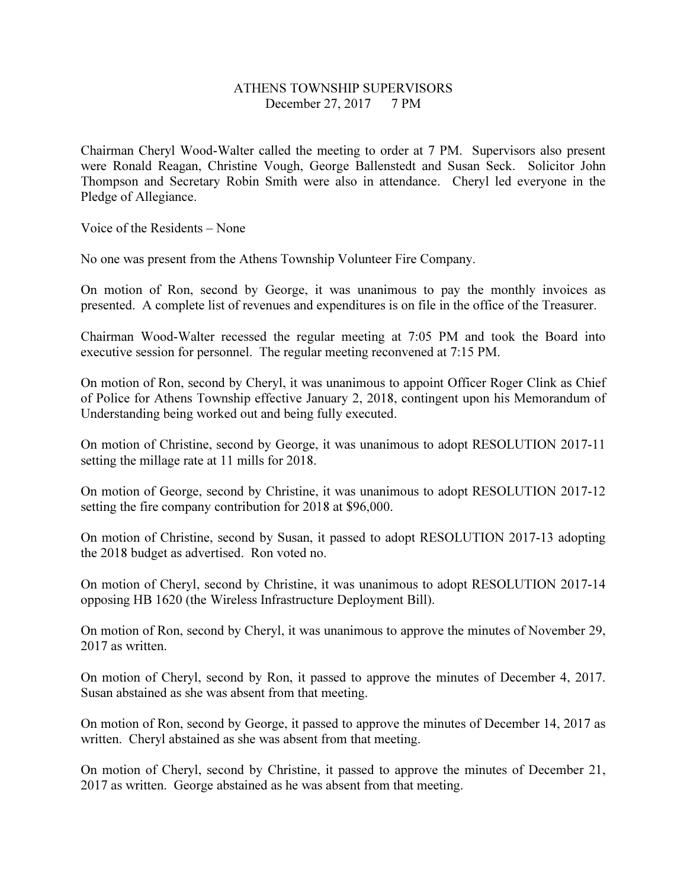# ATHENS TOWNSHIP SUPERVISORS
December 27, 2017 7 PM

Chairman Cheryl Wood-Walter called the meeting to order at 7 PM. Supervisors also present were Ronald Reagan, Christine Vough, George Ballenstedt and Susan Seck. Solicitor John Thompson and Secretary Robin Smith were also in attendance. Cheryl led everyone in the Pledge of Allegiance.

Voice of the Residents – None

No one was present from the Athens Township Volunteer Fire Company.

On motion of Ron, second by George, it was unanimous to pay the monthly invoices as presented. A complete list of revenues and expenditures is on file in the office of the Treasurer.

Chairman Wood-Walter recessed the regular meeting at 7:05 PM and took the Board into executive session for personnel. The regular meeting reconvened at 7:15 PM.

On motion of Ron, second by Cheryl, it was unanimous to appoint Officer Roger Clink as Chief of Police for Athens Township effective January 2, 2018, contingent upon his Memorandum of Understanding being worked out and being fully executed.

On motion of Christine, second by George, it was unanimous to adopt RESOLUTION 2017-11 setting the millage rate at 11 mills for 2018.

On motion of George, second by Christine, it was unanimous to adopt RESOLUTION 2017-12 setting the fire company contribution for 2018 at $96,000.

On motion of Christine, second by Susan, it passed to adopt RESOLUTION 2017-13 adopting the 2018 budget as advertised. Ron voted no.

On motion of Cheryl, second by Christine, it was unanimous to adopt RESOLUTION 2017-14 opposing HB 1620 (the Wireless Infrastructure Deployment Bill).

On motion of Ron, second by Cheryl, it was unanimous to approve the minutes of November 29, 2017 as written.

On motion of Cheryl, second by Ron, it passed to approve the minutes of December 4, 2017. Susan abstained as she was absent from that meeting.

On motion of Ron, second by George, it passed to approve the minutes of December 14, 2017 as written. Cheryl abstained as she was absent from that meeting.

On motion of Cheryl, second by Christine, it passed to approve the minutes of December 21, 2017 as written. George abstained as he was absent from that meeting.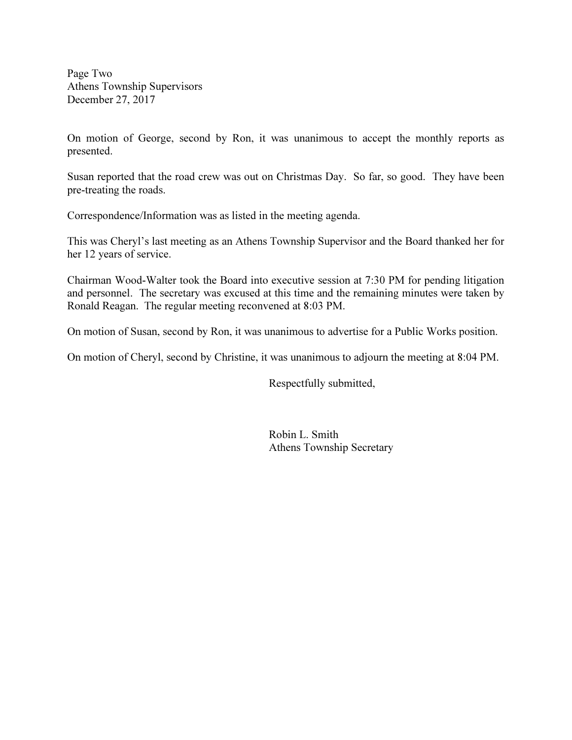On motion of George, second by Ron, it was unanimous to accept the monthly reports as presented.

Susan reported that the road crew was out on Christmas Day. So far, so good. They have been pre-treating the roads.

Correspondence/Information was as listed in the meeting agenda.

This was Cheryl's last meeting as an Athens Township Supervisor and the Board thanked her for her 12 years of service.

Chairman Wood-Walter took the Board into executive session at 7:30 PM for pending litigation and personnel. The secretary was excused at this time and the remaining minutes were taken by Ronald Reagan. The regular meeting reconvened at 8:03 PM.

On motion of Susan, second by Ron, it was unanimous to advertise for a Public Works position.

On motion of Cheryl, second by Christine, it was unanimous to adjourn the meeting at 8:04 PM.

Respectfully submitted,

Robin L. Smith
Athens Township Secretary